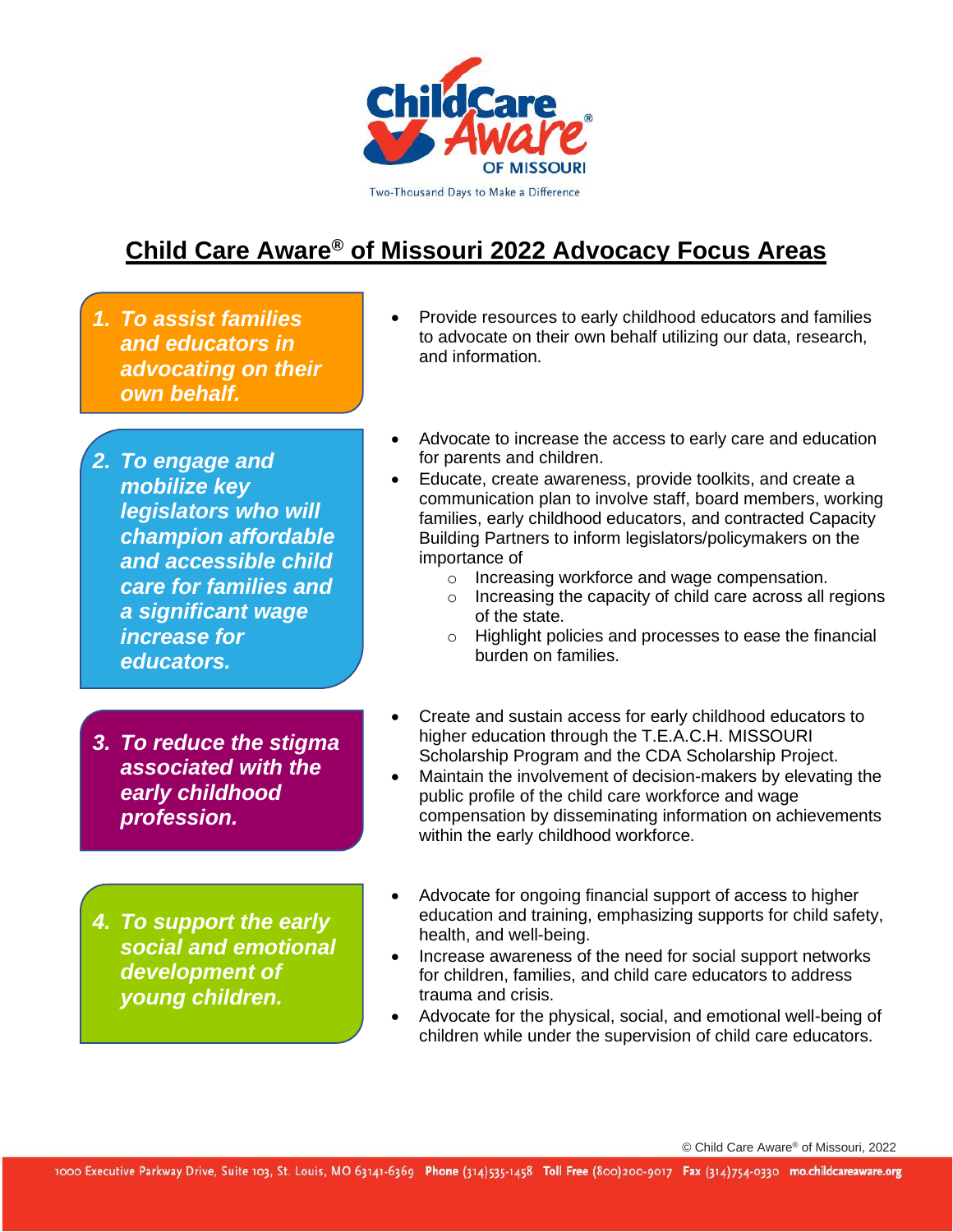Two-Thousand Days to Make a Difference

# Child Care Aware® of Missouri 2022 Advocacy Focus Areas

***1. To assist families and educators in advocating on their own behalf.***

- Provide resources to early childhood educators and families to advocate on their own behalf utilizing our data, research, and information.

***2. To engage and mobilize key legislators who will champion affordable and accessible child care for families and a significant wage increase for educators.***

- Advocate to increase the access to early care and education for parents and children.
- Educate, create awareness, provide toolkits, and create a communication plan to involve staff, board members, working families, early childhood educators, and contracted Capacity Building Partners to inform legislators/policymakers on the importance of
  - Increasing workforce and wage compensation.
  - Increasing the capacity of child care across all regions of the state.
  - Highlight policies and processes to ease the financial burden on families.

***3. To reduce the stigma associated with the early childhood profession.***

- Create and sustain access for early childhood educators to higher education through the T.E.A.C.H. MISSOURI Scholarship Program and the CDA Scholarship Project.
- Maintain the involvement of decision-makers by elevating the public profile of the child care workforce and wage compensation by disseminating information on achievements within the early childhood workforce.

***4. To support the early social and emotional development of young children.***

- Advocate for ongoing financial support of access to higher education and training, emphasizing supports for child safety, health, and well-being.
- Increase awareness of the need for social support networks for children, families, and child care educators to address trauma and crisis.
- Advocate for the physical, social, and emotional well-being of children while under the supervision of child care educators.

© Child Care Aware® of Missouri, 2022

1000 Executive Parkway Drive, Suite 103, St. Louis, MO 63141-6369 **Phone** (314)535-1458 **Toll Free** (800)200-9017 **Fax** (314)754-0330 **mo.childcareaware.org**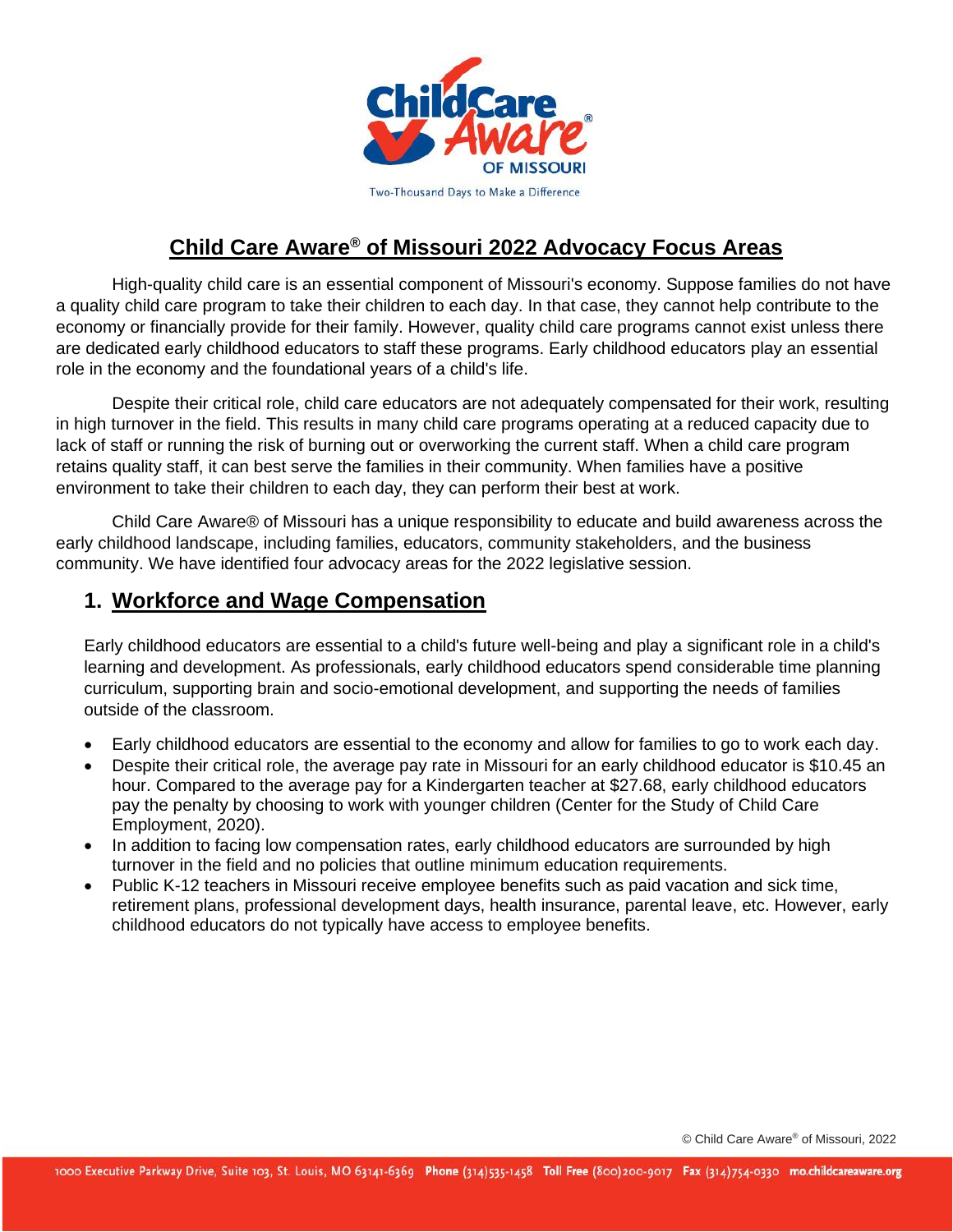# Child Care Aware® of Missouri 2022 Advocacy Focus Areas

High-quality child care is an essential component of Missouri's economy. Suppose families do not have a quality child care program to take their children to each day. In that case, they cannot help contribute to the economy or financially provide for their family. However, quality child care programs cannot exist unless there are dedicated early childhood educators to staff these programs. Early childhood educators play an essential role in the economy and the foundational years of a child's life.

Despite their critical role, child care educators are not adequately compensated for their work, resulting in high turnover in the field. This results in many child care programs operating at a reduced capacity due to lack of staff or running the risk of burning out or overworking the current staff. When a child care program retains quality staff, it can best serve the families in their community. When families have a positive environment to take their children to each day, they can perform their best at work.

Child Care Aware® of Missouri has a unique responsibility to educate and build awareness across the early childhood landscape, including families, educators, community stakeholders, and the business community. We have identified four advocacy areas for the 2022 legislative session.

## 1. Workforce and Wage Compensation

Early childhood educators are essential to a child's future well-being and play a significant role in a child's learning and development. As professionals, early childhood educators spend considerable time planning curriculum, supporting brain and socio-emotional development, and supporting the needs of families outside of the classroom.

- Early childhood educators are essential to the economy and allow for families to go to work each day.
- Despite their critical role, the average pay rate in Missouri for an early childhood educator is $10.45 an hour. Compared to the average pay for a Kindergarten teacher at $27.68, early childhood educators pay the penalty by choosing to work with younger children (Center for the Study of Child Care Employment, 2020).
- In addition to facing low compensation rates, early childhood educators are surrounded by high turnover in the field and no policies that outline minimum education requirements.
- Public K-12 teachers in Missouri receive employee benefits such as paid vacation and sick time, retirement plans, professional development days, health insurance, parental leave, etc. However, early childhood educators do not typically have access to employee benefits.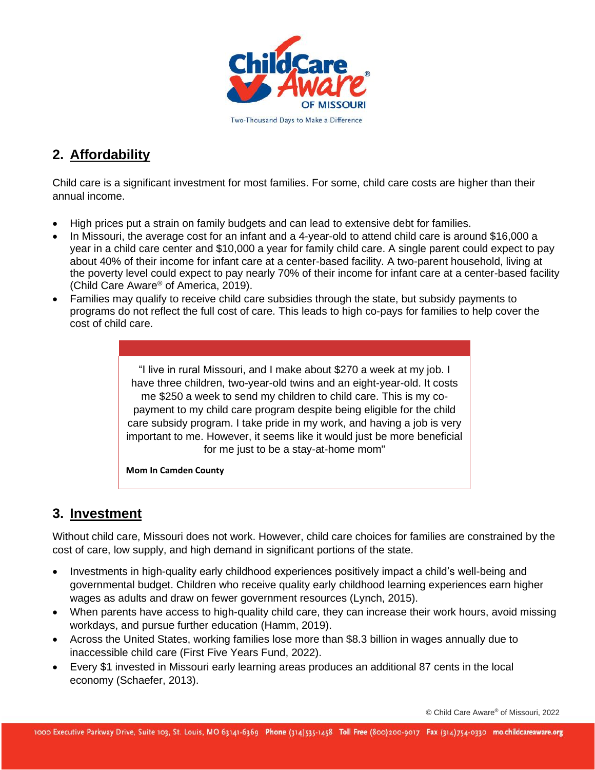## 2. Affordability

Child care is a significant investment for most families. For some, child care costs are higher than their annual income.

- High prices put a strain on family budgets and can lead to extensive debt for families.
- In Missouri, the average cost for an infant and a 4-year-old to attend child care is around $16,000 a year in a child care center and $10,000 a year for family child care. A single parent could expect to pay about 40% of their income for infant care at a center-based facility. A two-parent household, living at the poverty level could expect to pay nearly 70% of their income for infant care at a center-based facility (Child Care Aware® of America, 2019).
- Families may qualify to receive child care subsidies through the state, but subsidy payments to programs do not reflect the full cost of care. This leads to high co-pays for families to help cover the cost of child care.

> "I live in rural Missouri, and I make about $270 a week at my job. I have three children, two-year-old twins and an eight-year-old. It costs me $250 a week to send my children to child care. This is my co-payment to my child care program despite being eligible for the child care subsidy program. I take pride in my work, and having a job is very important to me. However, it seems like it would just be more beneficial for me just to be a stay-at-home mom"
>
> **Mom In Camden County**

## 3. Investment

Without child care, Missouri does not work. However, child care choices for families are constrained by the cost of care, low supply, and high demand in significant portions of the state.

- Investments in high-quality early childhood experiences positively impact a child's well-being and governmental budget. Children who receive quality early childhood learning experiences earn higher wages as adults and draw on fewer government resources (Lynch, 2015).
- When parents have access to high-quality child care, they can increase their work hours, avoid missing workdays, and pursue further education (Hamm, 2019).
- Across the United States, working families lose more than $8.3 billion in wages annually due to inaccessible child care (First Five Years Fund, 2022).
- Every $1 invested in Missouri early learning areas produces an additional 87 cents in the local economy (Schaefer, 2013).

© Child Care Aware® of Missouri, 2022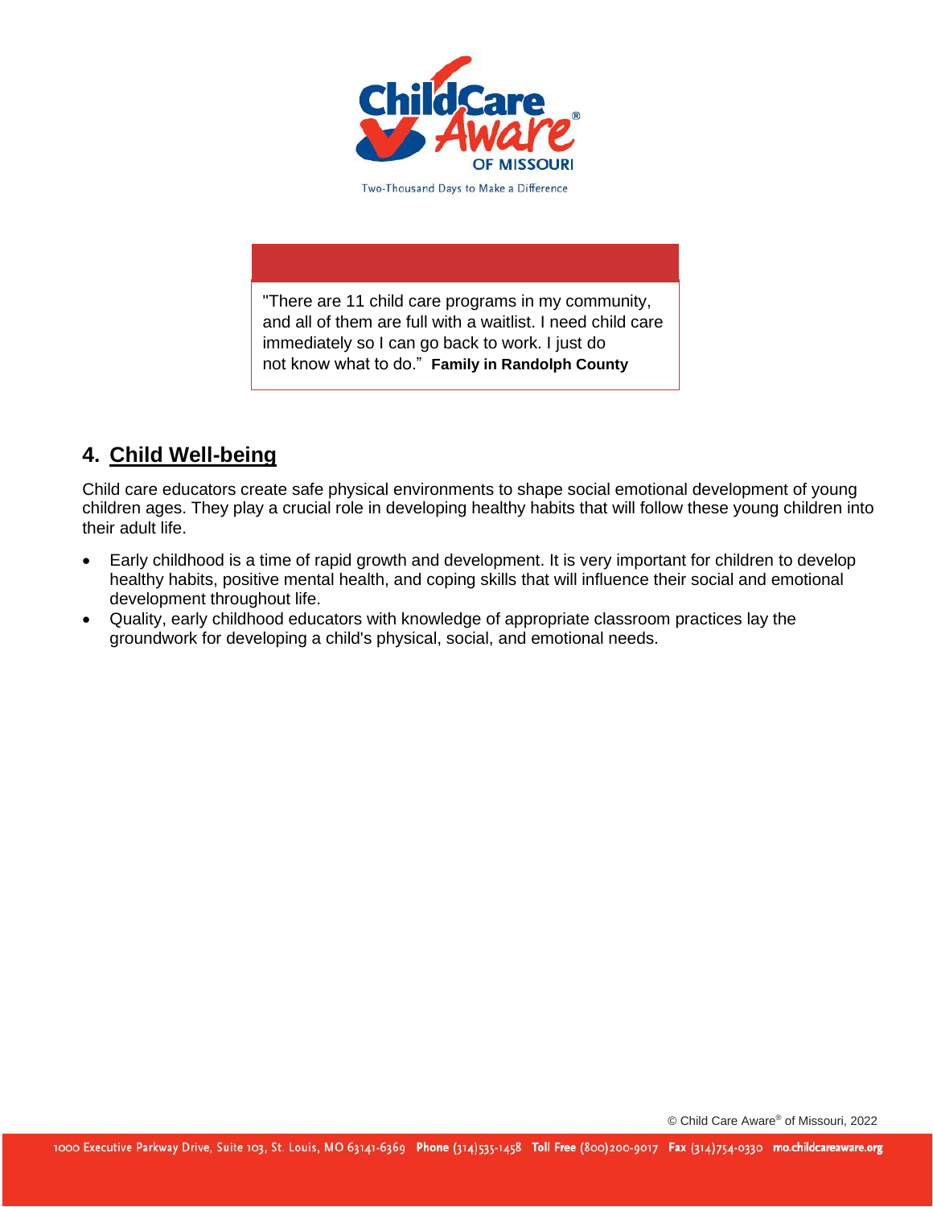"There are 11 child care programs in my community, and all of them are full with a waitlist. I need child care immediately so I can go back to work. I just do not know what to do." **Family in Randolph County**

## 4. Child Well-being

Child care educators create safe physical environments to shape social emotional development of young children ages. They play a crucial role in developing healthy habits that will follow these young children into their adult life.

- Early childhood is a time of rapid growth and development. It is very important for children to develop healthy habits, positive mental health, and coping skills that will influence their social and emotional development throughout life.
- Quality, early childhood educators with knowledge of appropriate classroom practices lay the groundwork for developing a child's physical, social, and emotional needs.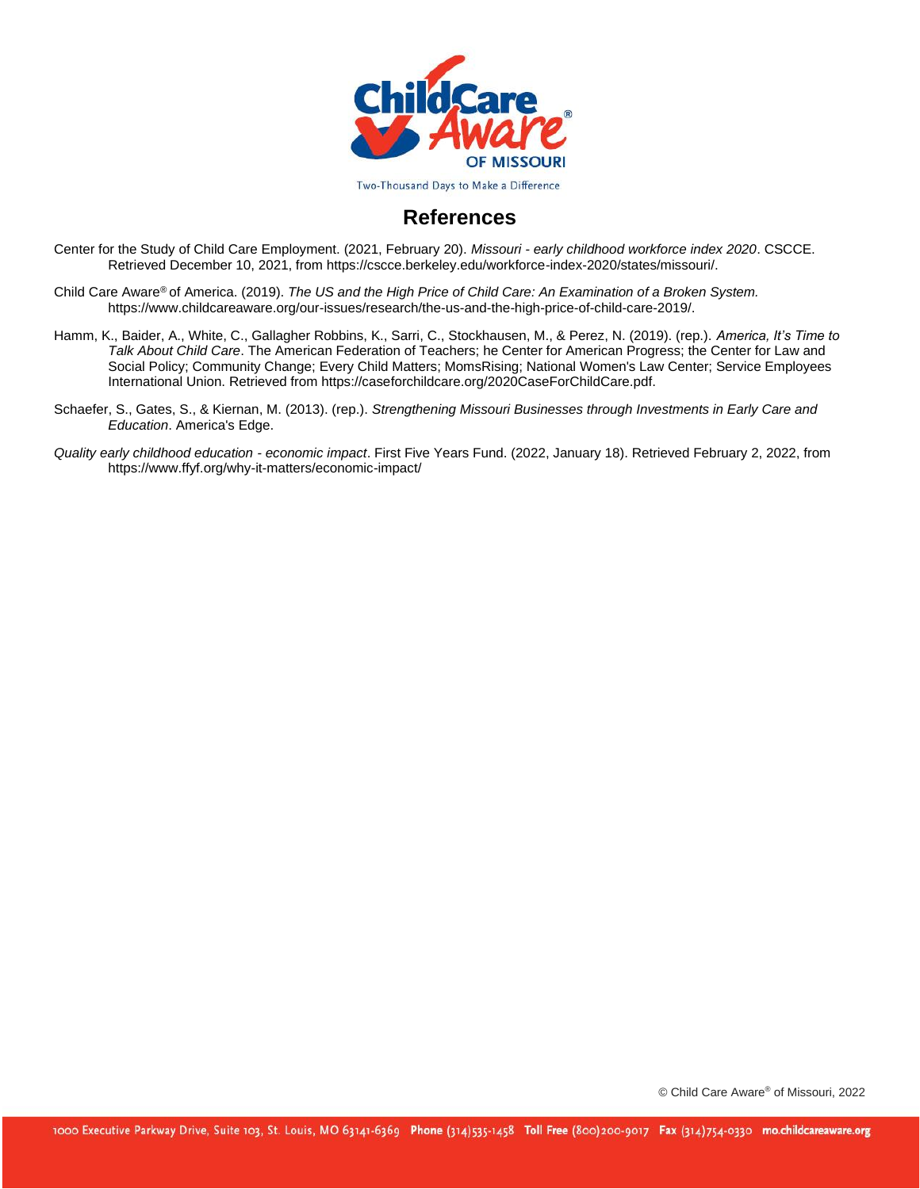# References

Center for the Study of Child Care Employment. (2021, February 20). *Missouri - early childhood workforce index 2020*. CSCCE. Retrieved December 10, 2021, from https://cscce.berkeley.edu/workforce-index-2020/states/missouri/.

Child Care Aware® of America. (2019). *The US and the High Price of Child Care: An Examination of a Broken System.* https://www.childcareaware.org/our-issues/research/the-us-and-the-high-price-of-child-care-2019/.

Hamm, K., Baider, A., White, C., Gallagher Robbins, K., Sarri, C., Stockhausen, M., & Perez, N. (2019). (rep.). *America, It's Time to Talk About Child Care*. The American Federation of Teachers; he Center for American Progress; the Center for Law and Social Policy; Community Change; Every Child Matters; MomsRising; National Women's Law Center; Service Employees International Union. Retrieved from https://caseforchildcare.org/2020CaseForChildCare.pdf.

Schaefer, S., Gates, S., & Kiernan, M. (2013). (rep.). *Strengthening Missouri Businesses through Investments in Early Care and Education*. America's Edge.

*Quality early childhood education - economic impact*. First Five Years Fund. (2022, January 18). Retrieved February 2, 2022, from https://www.ffyf.org/why-it-matters/economic-impact/

© Child Care Aware® of Missouri, 2022